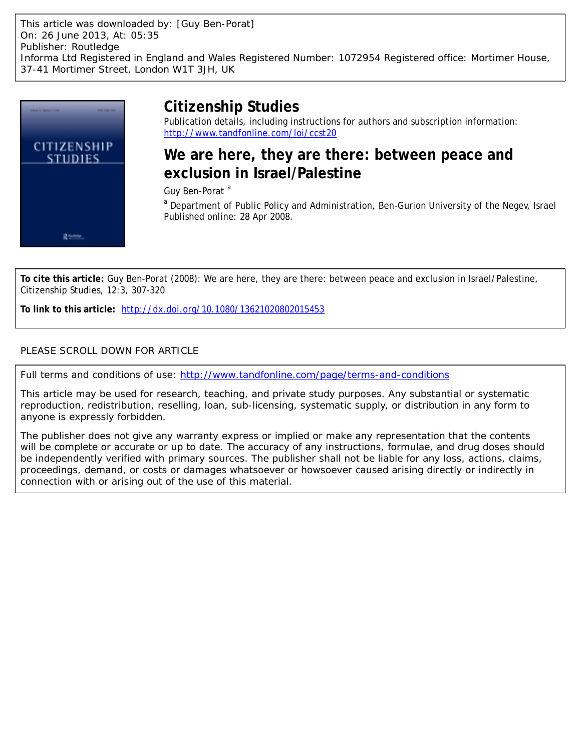This article was downloaded by: [Guy Ben-Porat]
On: 26 June 2013, At: 05:35
Publisher: Routledge
Informa Ltd Registered in England and Wales Registered Number: 1072954 Registered office: Mortimer House, 37-41 Mortimer Street, London W1T 3JH, UK

# Citizenship Studies

Publication details, including instructions for authors and subscription information:
http://www.tandfonline.com/loi/ccst20

## We are here, they are there: between peace and exclusion in Israel/Palestine

Guy Ben-Porat [a]

[a] Department of Public Policy and Administration, Ben-Gurion University of the Negev, Israel
Published online: 28 Apr 2008.

**To cite this article:** Guy Ben-Porat (2008): We are here, they are there: between peace and exclusion in Israel/Palestine, Citizenship Studies, 12:3, 307-320

**To link to this article:** http://dx.doi.org/10.1080/13621020802015453

PLEASE SCROLL DOWN FOR ARTICLE

Full terms and conditions of use: http://www.tandfonline.com/page/terms-and-conditions

This article may be used for research, teaching, and private study purposes. Any substantial or systematic reproduction, redistribution, reselling, loan, sub-licensing, systematic supply, or distribution in any form to anyone is expressly forbidden.

The publisher does not give any warranty express or implied or make any representation that the contents will be complete or accurate or up to date. The accuracy of any instructions, formulae, and drug doses should be independently verified with primary sources. The publisher shall not be liable for any loss, actions, claims, proceedings, demand, or costs or damages whatsoever or howsoever caused arising directly or indirectly in connection with or arising out of the use of this material.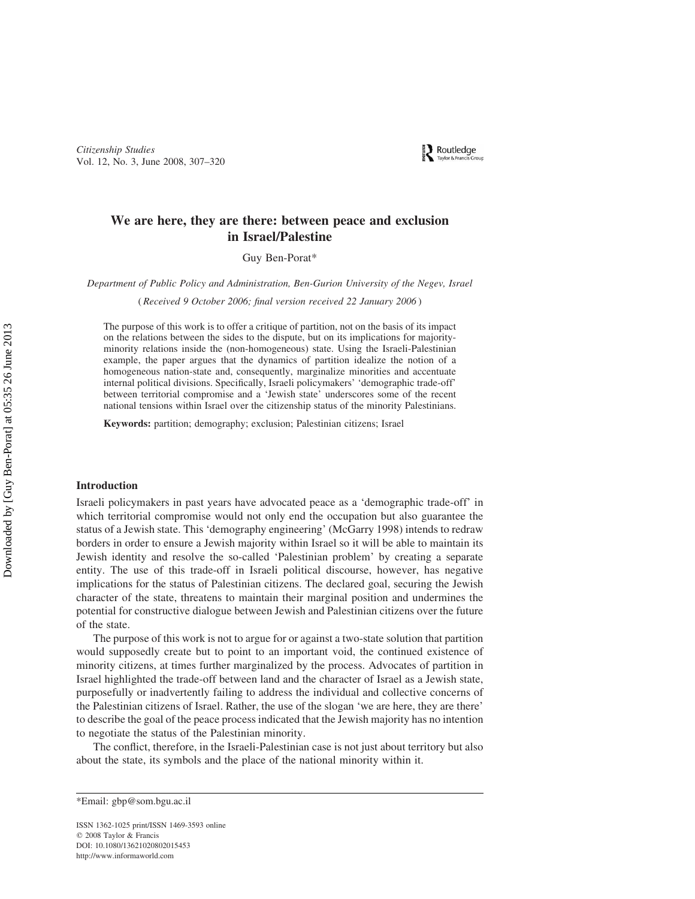# We are here, they are there: between peace and exclusion in Israel/Palestine

Guy Ben-Porat*

*Department of Public Policy and Administration, Ben-Gurion University of the Negev, Israel*

*(Received 9 October 2006; final version received 22 January 2006)*

The purpose of this work is to offer a critique of partition, not on the basis of its impact on the relations between the sides to the dispute, but on its implications for majority-minority relations inside the (non-homogeneous) state. Using the Israeli-Palestinian example, the paper argues that the dynamics of partition idealize the notion of a homogeneous nation-state and, consequently, marginalize minorities and accentuate internal political divisions. Specifically, Israeli policymakers' 'demographic trade-off' between territorial compromise and a 'Jewish state' underscores some of the recent national tensions within Israel over the citizenship status of the minority Palestinians.

**Keywords:** partition; demography; exclusion; Palestinian citizens; Israel

## Introduction

Israeli policymakers in past years have advocated peace as a 'demographic trade-off' in which territorial compromise would not only end the occupation but also guarantee the status of a Jewish state. This 'demography engineering' (McGarry 1998) intends to redraw borders in order to ensure a Jewish majority within Israel so it will be able to maintain its Jewish identity and resolve the so-called 'Palestinian problem' by creating a separate entity. The use of this trade-off in Israeli political discourse, however, has negative implications for the status of Palestinian citizens. The declared goal, securing the Jewish character of the state, threatens to maintain their marginal position and undermines the potential for constructive dialogue between Jewish and Palestinian citizens over the future of the state.

The purpose of this work is not to argue for or against a two-state solution that partition would supposedly create but to point to an important void, the continued existence of minority citizens, at times further marginalized by the process. Advocates of partition in Israel highlighted the trade-off between land and the character of Israel as a Jewish state, purposefully or inadvertently failing to address the individual and collective concerns of the Palestinian citizens of Israel. Rather, the use of the slogan 'we are here, they are there' to describe the goal of the peace process indicated that the Jewish majority has no intention to negotiate the status of the Palestinian minority.

The conflict, therefore, in the Israeli-Palestinian case is not just about territory but also about the state, its symbols and the place of the national minority within it.

*Email: gbp@som.bgu.ac.il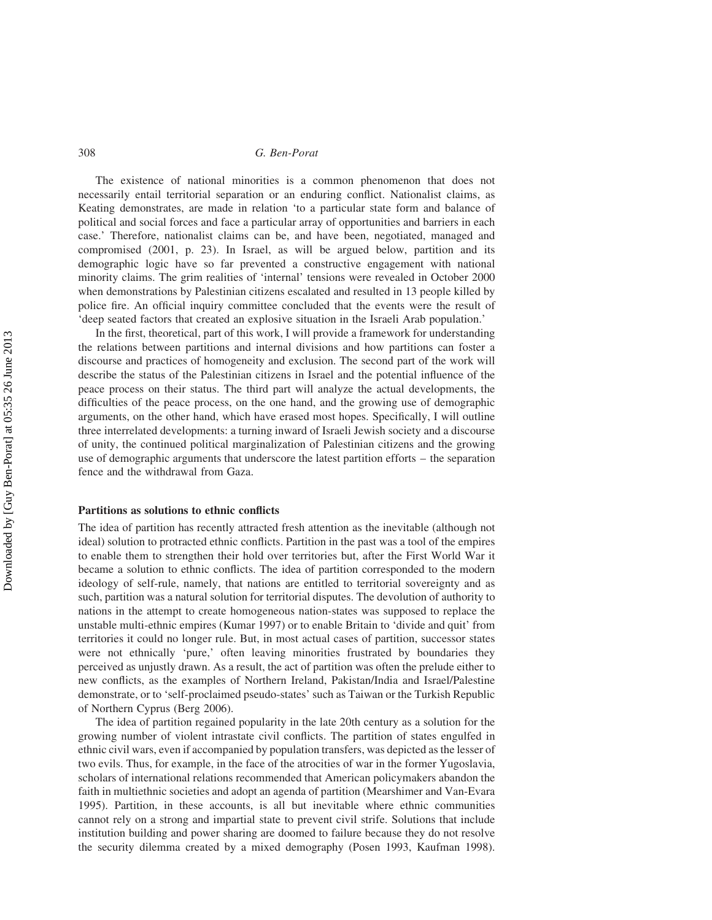The existence of national minorities is a common phenomenon that does not necessarily entail territorial separation or an enduring conflict. Nationalist claims, as Keating demonstrates, are made in relation 'to a particular state form and balance of political and social forces and face a particular array of opportunities and barriers in each case.' Therefore, nationalist claims can be, and have been, negotiated, managed and compromised (2001, p. 23). In Israel, as will be argued below, partition and its demographic logic have so far prevented a constructive engagement with national minority claims. The grim realities of 'internal' tensions were revealed in October 2000 when demonstrations by Palestinian citizens escalated and resulted in 13 people killed by police fire. An official inquiry committee concluded that the events were the result of 'deep seated factors that created an explosive situation in the Israeli Arab population.'

In the first, theoretical, part of this work, I will provide a framework for understanding the relations between partitions and internal divisions and how partitions can foster a discourse and practices of homogeneity and exclusion. The second part of the work will describe the status of the Palestinian citizens in Israel and the potential influence of the peace process on their status. The third part will analyze the actual developments, the difficulties of the peace process, on the one hand, and the growing use of demographic arguments, on the other hand, which have erased most hopes. Specifically, I will outline three interrelated developments: a turning inward of Israeli Jewish society and a discourse of unity, the continued political marginalization of Palestinian citizens and the growing use of demographic arguments that underscore the latest partition efforts – the separation fence and the withdrawal from Gaza.

## Partitions as solutions to ethnic conflicts

The idea of partition has recently attracted fresh attention as the inevitable (although not ideal) solution to protracted ethnic conflicts. Partition in the past was a tool of the empires to enable them to strengthen their hold over territories but, after the First World War it became a solution to ethnic conflicts. The idea of partition corresponded to the modern ideology of self-rule, namely, that nations are entitled to territorial sovereignty and as such, partition was a natural solution for territorial disputes. The devolution of authority to nations in the attempt to create homogeneous nation-states was supposed to replace the unstable multi-ethnic empires (Kumar 1997) or to enable Britain to 'divide and quit' from territories it could no longer rule. But, in most actual cases of partition, successor states were not ethnically 'pure,' often leaving minorities frustrated by boundaries they perceived as unjustly drawn. As a result, the act of partition was often the prelude either to new conflicts, as the examples of Northern Ireland, Pakistan/India and Israel/Palestine demonstrate, or to 'self-proclaimed pseudo-states' such as Taiwan or the Turkish Republic of Northern Cyprus (Berg 2006).

The idea of partition regained popularity in the late 20th century as a solution for the growing number of violent intrastate civil conflicts. The partition of states engulfed in ethnic civil wars, even if accompanied by population transfers, was depicted as the lesser of two evils. Thus, for example, in the face of the atrocities of war in the former Yugoslavia, scholars of international relations recommended that American policymakers abandon the faith in multiethnic societies and adopt an agenda of partition (Mearshimer and Van-Evara 1995). Partition, in these accounts, is all but inevitable where ethnic communities cannot rely on a strong and impartial state to prevent civil strife. Solutions that include institution building and power sharing are doomed to failure because they do not resolve the security dilemma created by a mixed demography (Posen 1993, Kaufman 1998).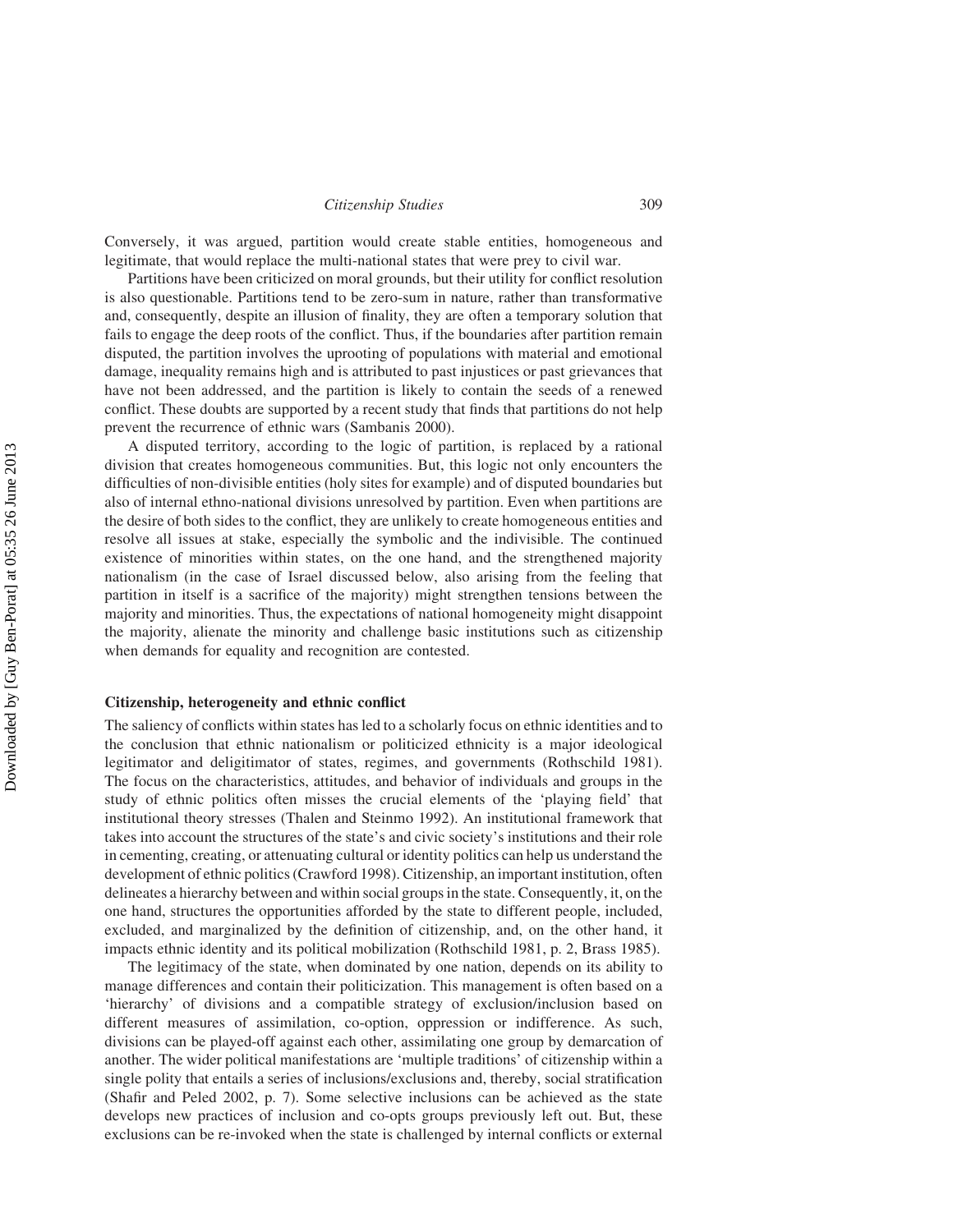Conversely, it was argued, partition would create stable entities, homogeneous and legitimate, that would replace the multi-national states that were prey to civil war.

Partitions have been criticized on moral grounds, but their utility for conflict resolution is also questionable. Partitions tend to be zero-sum in nature, rather than transformative and, consequently, despite an illusion of finality, they are often a temporary solution that fails to engage the deep roots of the conflict. Thus, if the boundaries after partition remain disputed, the partition involves the uprooting of populations with material and emotional damage, inequality remains high and is attributed to past injustices or past grievances that have not been addressed, and the partition is likely to contain the seeds of a renewed conflict. These doubts are supported by a recent study that finds that partitions do not help prevent the recurrence of ethnic wars (Sambanis 2000).

A disputed territory, according to the logic of partition, is replaced by a rational division that creates homogeneous communities. But, this logic not only encounters the difficulties of non-divisible entities (holy sites for example) and of disputed boundaries but also of internal ethno-national divisions unresolved by partition. Even when partitions are the desire of both sides to the conflict, they are unlikely to create homogeneous entities and resolve all issues at stake, especially the symbolic and the indivisible. The continued existence of minorities within states, on the one hand, and the strengthened majority nationalism (in the case of Israel discussed below, also arising from the feeling that partition in itself is a sacrifice of the majority) might strengthen tensions between the majority and minorities. Thus, the expectations of national homogeneity might disappoint the majority, alienate the minority and challenge basic institutions such as citizenship when demands for equality and recognition are contested.

## Citizenship, heterogeneity and ethnic conflict

The saliency of conflicts within states has led to a scholarly focus on ethnic identities and to the conclusion that ethnic nationalism or politicized ethnicity is a major ideological legitimator and deligitimator of states, regimes, and governments (Rothschild 1981). The focus on the characteristics, attitudes, and behavior of individuals and groups in the study of ethnic politics often misses the crucial elements of the 'playing field' that institutional theory stresses (Thalen and Steinmo 1992). An institutional framework that takes into account the structures of the state's and civic society's institutions and their role in cementing, creating, or attenuating cultural or identity politics can help us understand the development of ethnic politics (Crawford 1998). Citizenship, an important institution, often delineates a hierarchy between and within social groups in the state. Consequently, it, on the one hand, structures the opportunities afforded by the state to different people, included, excluded, and marginalized by the definition of citizenship, and, on the other hand, it impacts ethnic identity and its political mobilization (Rothschild 1981, p. 2, Brass 1985).

The legitimacy of the state, when dominated by one nation, depends on its ability to manage differences and contain their politicization. This management is often based on a 'hierarchy' of divisions and a compatible strategy of exclusion/inclusion based on different measures of assimilation, co-option, oppression or indifference. As such, divisions can be played-off against each other, assimilating one group by demarcation of another. The wider political manifestations are 'multiple traditions' of citizenship within a single polity that entails a series of inclusions/exclusions and, thereby, social stratification (Shafir and Peled 2002, p. 7). Some selective inclusions can be achieved as the state develops new practices of inclusion and co-opts groups previously left out. But, these exclusions can be re-invoked when the state is challenged by internal conflicts or external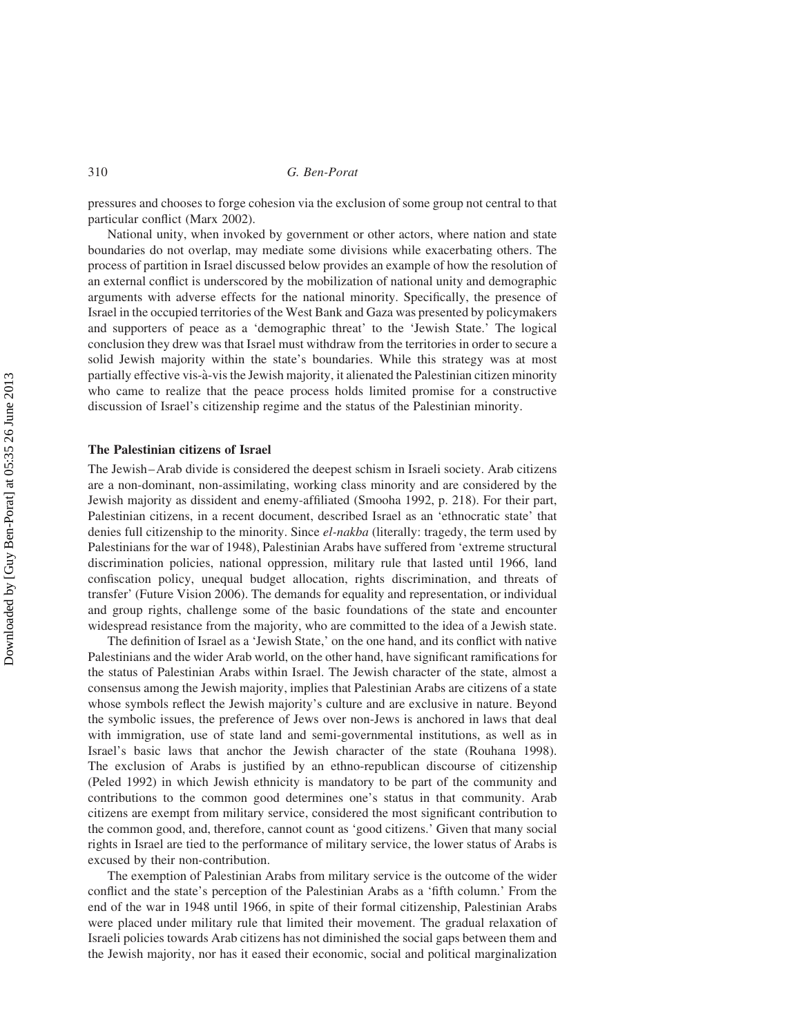pressures and chooses to forge cohesion via the exclusion of some group not central to that particular conflict (Marx 2002).

National unity, when invoked by government or other actors, where nation and state boundaries do not overlap, may mediate some divisions while exacerbating others. The process of partition in Israel discussed below provides an example of how the resolution of an external conflict is underscored by the mobilization of national unity and demographic arguments with adverse effects for the national minority. Specifically, the presence of Israel in the occupied territories of the West Bank and Gaza was presented by policymakers and supporters of peace as a 'demographic threat' to the 'Jewish State.' The logical conclusion they drew was that Israel must withdraw from the territories in order to secure a solid Jewish majority within the state's boundaries. While this strategy was at most partially effective vis-à-vis the Jewish majority, it alienated the Palestinian citizen minority who came to realize that the peace process holds limited promise for a constructive discussion of Israel's citizenship regime and the status of the Palestinian minority.

## The Palestinian citizens of Israel

The Jewish–Arab divide is considered the deepest schism in Israeli society. Arab citizens are a non-dominant, non-assimilating, working class minority and are considered by the Jewish majority as dissident and enemy-affiliated (Smooha 1992, p. 218). For their part, Palestinian citizens, in a recent document, described Israel as an 'ethnocratic state' that denies full citizenship to the minority. Since *el-nakba* (literally: tragedy, the term used by Palestinians for the war of 1948), Palestinian Arabs have suffered from 'extreme structural discrimination policies, national oppression, military rule that lasted until 1966, land confiscation policy, unequal budget allocation, rights discrimination, and threats of transfer' (Future Vision 2006). The demands for equality and representation, or individual and group rights, challenge some of the basic foundations of the state and encounter widespread resistance from the majority, who are committed to the idea of a Jewish state.

The definition of Israel as a 'Jewish State,' on the one hand, and its conflict with native Palestinians and the wider Arab world, on the other hand, have significant ramifications for the status of Palestinian Arabs within Israel. The Jewish character of the state, almost a consensus among the Jewish majority, implies that Palestinian Arabs are citizens of a state whose symbols reflect the Jewish majority's culture and are exclusive in nature. Beyond the symbolic issues, the preference of Jews over non-Jews is anchored in laws that deal with immigration, use of state land and semi-governmental institutions, as well as in Israel's basic laws that anchor the Jewish character of the state (Rouhana 1998). The exclusion of Arabs is justified by an ethno-republican discourse of citizenship (Peled 1992) in which Jewish ethnicity is mandatory to be part of the community and contributions to the common good determines one's status in that community. Arab citizens are exempt from military service, considered the most significant contribution to the common good, and, therefore, cannot count as 'good citizens.' Given that many social rights in Israel are tied to the performance of military service, the lower status of Arabs is excused by their non-contribution.

The exemption of Palestinian Arabs from military service is the outcome of the wider conflict and the state's perception of the Palestinian Arabs as a 'fifth column.' From the end of the war in 1948 until 1966, in spite of their formal citizenship, Palestinian Arabs were placed under military rule that limited their movement. The gradual relaxation of Israeli policies towards Arab citizens has not diminished the social gaps between them and the Jewish majority, nor has it eased their economic, social and political marginalization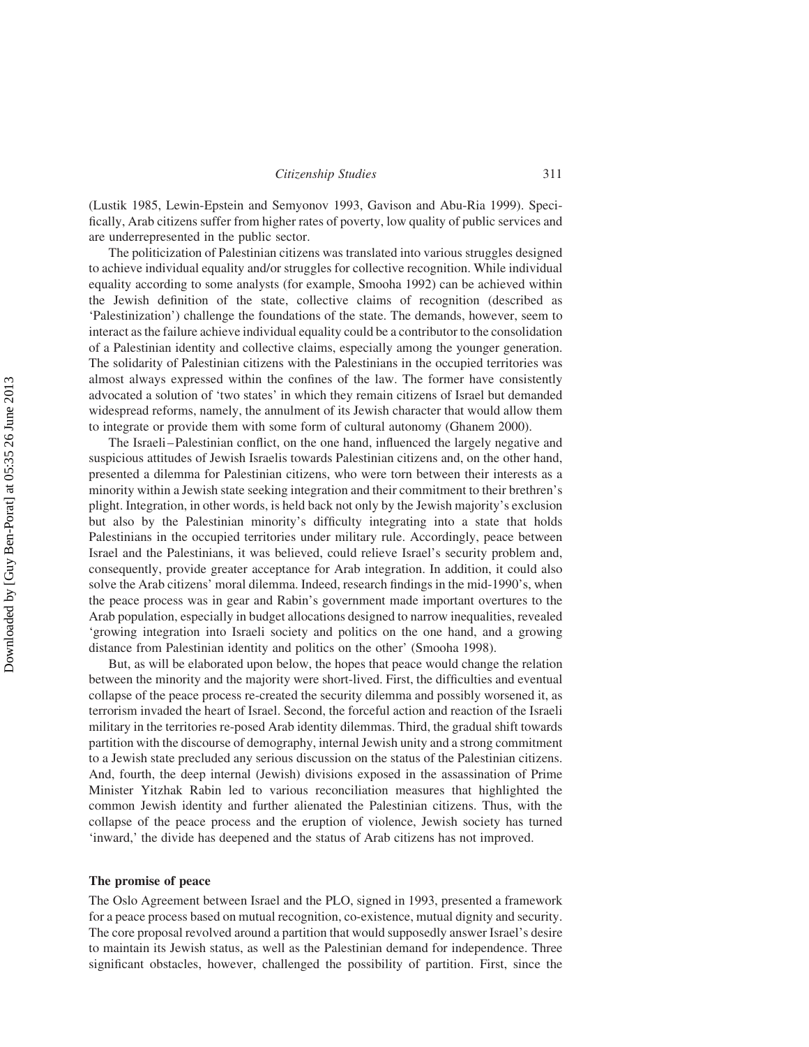(Lustik 1985, Lewin-Epstein and Semyonov 1993, Gavison and Abu-Ria 1999). Specifically, Arab citizens suffer from higher rates of poverty, low quality of public services and are underrepresented in the public sector.

The politicization of Palestinian citizens was translated into various struggles designed to achieve individual equality and/or struggles for collective recognition. While individual equality according to some analysts (for example, Smooha 1992) can be achieved within the Jewish definition of the state, collective claims of recognition (described as 'Palestinization') challenge the foundations of the state. The demands, however, seem to interact as the failure achieve individual equality could be a contributor to the consolidation of a Palestinian identity and collective claims, especially among the younger generation. The solidarity of Palestinian citizens with the Palestinians in the occupied territories was almost always expressed within the confines of the law. The former have consistently advocated a solution of 'two states' in which they remain citizens of Israel but demanded widespread reforms, namely, the annulment of its Jewish character that would allow them to integrate or provide them with some form of cultural autonomy (Ghanem 2000).

The Israeli–Palestinian conflict, on the one hand, influenced the largely negative and suspicious attitudes of Jewish Israelis towards Palestinian citizens and, on the other hand, presented a dilemma for Palestinian citizens, who were torn between their interests as a minority within a Jewish state seeking integration and their commitment to their brethren's plight. Integration, in other words, is held back not only by the Jewish majority's exclusion but also by the Palestinian minority's difficulty integrating into a state that holds Palestinians in the occupied territories under military rule. Accordingly, peace between Israel and the Palestinians, it was believed, could relieve Israel's security problem and, consequently, provide greater acceptance for Arab integration. In addition, it could also solve the Arab citizens' moral dilemma. Indeed, research findings in the mid-1990's, when the peace process was in gear and Rabin's government made important overtures to the Arab population, especially in budget allocations designed to narrow inequalities, revealed 'growing integration into Israeli society and politics on the one hand, and a growing distance from Palestinian identity and politics on the other' (Smooha 1998).

But, as will be elaborated upon below, the hopes that peace would change the relation between the minority and the majority were short-lived. First, the difficulties and eventual collapse of the peace process re-created the security dilemma and possibly worsened it, as terrorism invaded the heart of Israel. Second, the forceful action and reaction of the Israeli military in the territories re-posed Arab identity dilemmas. Third, the gradual shift towards partition with the discourse of demography, internal Jewish unity and a strong commitment to a Jewish state precluded any serious discussion on the status of the Palestinian citizens. And, fourth, the deep internal (Jewish) divisions exposed in the assassination of Prime Minister Yitzhak Rabin led to various reconciliation measures that highlighted the common Jewish identity and further alienated the Palestinian citizens. Thus, with the collapse of the peace process and the eruption of violence, Jewish society has turned 'inward,' the divide has deepened and the status of Arab citizens has not improved.

## The promise of peace

The Oslo Agreement between Israel and the PLO, signed in 1993, presented a framework for a peace process based on mutual recognition, co-existence, mutual dignity and security. The core proposal revolved around a partition that would supposedly answer Israel's desire to maintain its Jewish status, as well as the Palestinian demand for independence. Three significant obstacles, however, challenged the possibility of partition. First, since the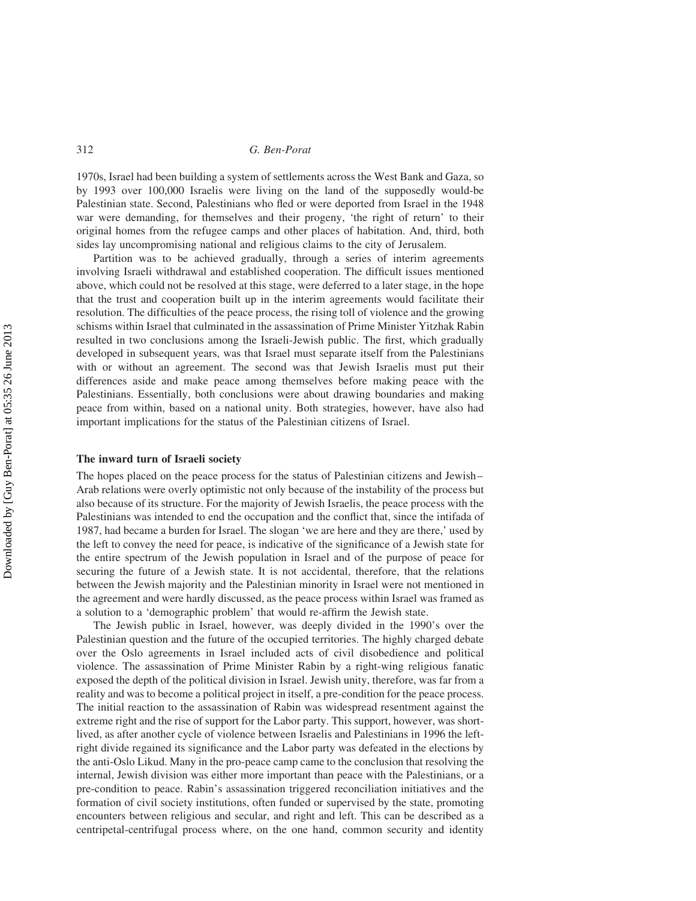1970s, Israel had been building a system of settlements across the West Bank and Gaza, so by 1993 over 100,000 Israelis were living on the land of the supposedly would-be Palestinian state. Second, Palestinians who fled or were deported from Israel in the 1948 war were demanding, for themselves and their progeny, 'the right of return' to their original homes from the refugee camps and other places of habitation. And, third, both sides lay uncompromising national and religious claims to the city of Jerusalem.

Partition was to be achieved gradually, through a series of interim agreements involving Israeli withdrawal and established cooperation. The difficult issues mentioned above, which could not be resolved at this stage, were deferred to a later stage, in the hope that the trust and cooperation built up in the interim agreements would facilitate their resolution. The difficulties of the peace process, the rising toll of violence and the growing schisms within Israel that culminated in the assassination of Prime Minister Yitzhak Rabin resulted in two conclusions among the Israeli-Jewish public. The first, which gradually developed in subsequent years, was that Israel must separate itself from the Palestinians with or without an agreement. The second was that Jewish Israelis must put their differences aside and make peace among themselves before making peace with the Palestinians. Essentially, both conclusions were about drawing boundaries and making peace from within, based on a national unity. Both strategies, however, have also had important implications for the status of the Palestinian citizens of Israel.

## The inward turn of Israeli society

The hopes placed on the peace process for the status of Palestinian citizens and Jewish–Arab relations were overly optimistic not only because of the instability of the process but also because of its structure. For the majority of Jewish Israelis, the peace process with the Palestinians was intended to end the occupation and the conflict that, since the intifada of 1987, had became a burden for Israel. The slogan 'we are here and they are there,' used by the left to convey the need for peace, is indicative of the significance of a Jewish state for the entire spectrum of the Jewish population in Israel and of the purpose of peace for securing the future of a Jewish state. It is not accidental, therefore, that the relations between the Jewish majority and the Palestinian minority in Israel were not mentioned in the agreement and were hardly discussed, as the peace process within Israel was framed as a solution to a 'demographic problem' that would re-affirm the Jewish state.

The Jewish public in Israel, however, was deeply divided in the 1990's over the Palestinian question and the future of the occupied territories. The highly charged debate over the Oslo agreements in Israel included acts of civil disobedience and political violence. The assassination of Prime Minister Rabin by a right-wing religious fanatic exposed the depth of the political division in Israel. Jewish unity, therefore, was far from a reality and was to become a political project in itself, a pre-condition for the peace process. The initial reaction to the assassination of Rabin was widespread resentment against the extreme right and the rise of support for the Labor party. This support, however, was short-lived, as after another cycle of violence between Israelis and Palestinians in 1996 the left-right divide regained its significance and the Labor party was defeated in the elections by the anti-Oslo Likud. Many in the pro-peace camp came to the conclusion that resolving the internal, Jewish division was either more important than peace with the Palestinians, or a pre-condition to peace. Rabin's assassination triggered reconciliation initiatives and the formation of civil society institutions, often funded or supervised by the state, promoting encounters between religious and secular, and right and left. This can be described as a centripetal-centrifugal process where, on the one hand, common security and identity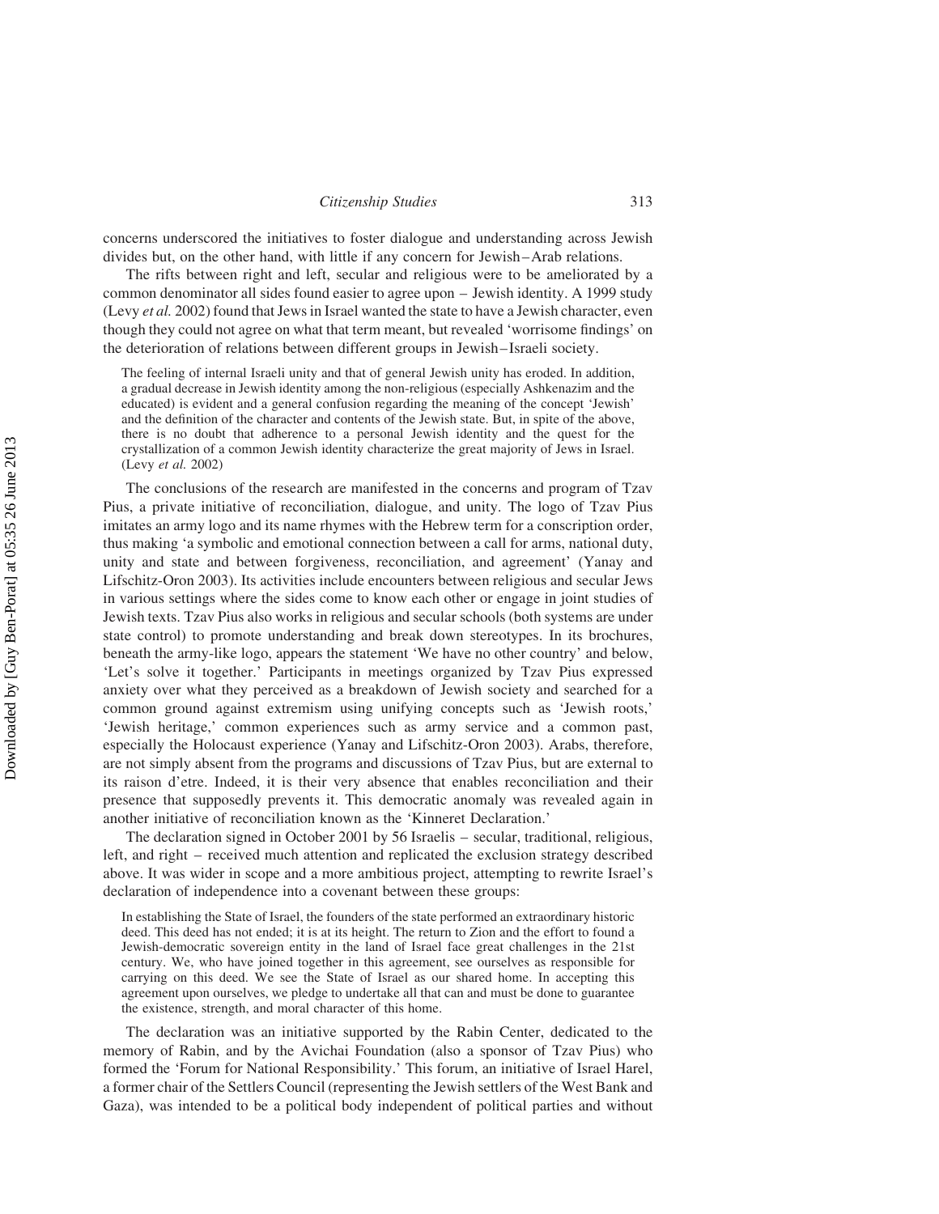concerns underscored the initiatives to foster dialogue and understanding across Jewish divides but, on the other hand, with little if any concern for Jewish–Arab relations.

The rifts between right and left, secular and religious were to be ameliorated by a common denominator all sides found easier to agree upon – Jewish identity. A 1999 study (Levy *et al.* 2002) found that Jews in Israel wanted the state to have a Jewish character, even though they could not agree on what that term meant, but revealed 'worrisome findings' on the deterioration of relations between different groups in Jewish–Israeli society.

> The feeling of internal Israeli unity and that of general Jewish unity has eroded. In addition, a gradual decrease in Jewish identity among the non-religious (especially Ashkenazim and the educated) is evident and a general confusion regarding the meaning of the concept 'Jewish' and the definition of the character and contents of the Jewish state. But, in spite of the above, there is no doubt that adherence to a personal Jewish identity and the quest for the crystallization of a common Jewish identity characterize the great majority of Jews in Israel. (Levy *et al.* 2002)

The conclusions of the research are manifested in the concerns and program of Tzav Pius, a private initiative of reconciliation, dialogue, and unity. The logo of Tzav Pius imitates an army logo and its name rhymes with the Hebrew term for a conscription order, thus making 'a symbolic and emotional connection between a call for arms, national duty, unity and state and between forgiveness, reconciliation, and agreement' (Yanay and Lifschitz-Oron 2003). Its activities include encounters between religious and secular Jews in various settings where the sides come to know each other or engage in joint studies of Jewish texts. Tzav Pius also works in religious and secular schools (both systems are under state control) to promote understanding and break down stereotypes. In its brochures, beneath the army-like logo, appears the statement 'We have no other country' and below, 'Let's solve it together.' Participants in meetings organized by Tzav Pius expressed anxiety over what they perceived as a breakdown of Jewish society and searched for a common ground against extremism using unifying concepts such as 'Jewish roots,' 'Jewish heritage,' common experiences such as army service and a common past, especially the Holocaust experience (Yanay and Lifschitz-Oron 2003). Arabs, therefore, are not simply absent from the programs and discussions of Tzav Pius, but are external to its raison d'etre. Indeed, it is their very absence that enables reconciliation and their presence that supposedly prevents it. This democratic anomaly was revealed again in another initiative of reconciliation known as the 'Kinneret Declaration.'

The declaration signed in October 2001 by 56 Israelis – secular, traditional, religious, left, and right – received much attention and replicated the exclusion strategy described above. It was wider in scope and a more ambitious project, attempting to rewrite Israel's declaration of independence into a covenant between these groups:

> In establishing the State of Israel, the founders of the state performed an extraordinary historic deed. This deed has not ended; it is at its height. The return to Zion and the effort to found a Jewish-democratic sovereign entity in the land of Israel face great challenges in the 21st century. We, who have joined together in this agreement, see ourselves as responsible for carrying on this deed. We see the State of Israel as our shared home. In accepting this agreement upon ourselves, we pledge to undertake all that can and must be done to guarantee the existence, strength, and moral character of this home.

The declaration was an initiative supported by the Rabin Center, dedicated to the memory of Rabin, and by the Avichai Foundation (also a sponsor of Tzav Pius) who formed the 'Forum for National Responsibility.' This forum, an initiative of Israel Harel, a former chair of the Settlers Council (representing the Jewish settlers of the West Bank and Gaza), was intended to be a political body independent of political parties and without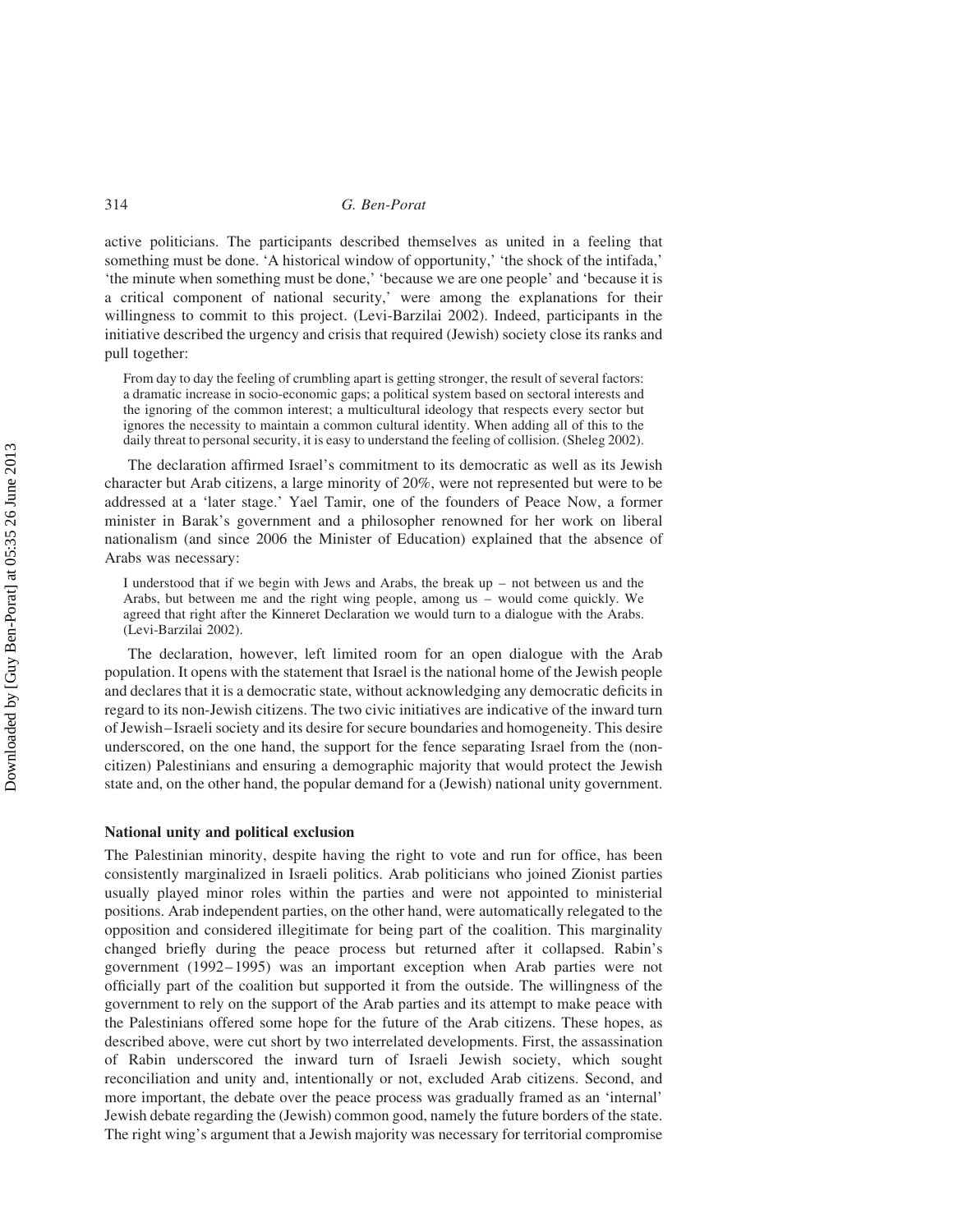active politicians. The participants described themselves as united in a feeling that something must be done. 'A historical window of opportunity,' 'the shock of the intifada,' 'the minute when something must be done,' 'because we are one people' and 'because it is a critical component of national security,' were among the explanations for their willingness to commit to this project. (Levi-Barzilai 2002). Indeed, participants in the initiative described the urgency and crisis that required (Jewish) society close its ranks and pull together:

> From day to day the feeling of crumbling apart is getting stronger, the result of several factors: a dramatic increase in socio-economic gaps; a political system based on sectoral interests and the ignoring of the common interest; a multicultural ideology that respects every sector but ignores the necessity to maintain a common cultural identity. When adding all of this to the daily threat to personal security, it is easy to understand the feeling of collision. (Sheleg 2002).

The declaration affirmed Israel's commitment to its democratic as well as its Jewish character but Arab citizens, a large minority of 20%, were not represented but were to be addressed at a 'later stage.' Yael Tamir, one of the founders of Peace Now, a former minister in Barak's government and a philosopher renowned for her work on liberal nationalism (and since 2006 the Minister of Education) explained that the absence of Arabs was necessary:

> I understood that if we begin with Jews and Arabs, the break up – not between us and the Arabs, but between me and the right wing people, among us – would come quickly. We agreed that right after the Kinneret Declaration we would turn to a dialogue with the Arabs. (Levi-Barzilai 2002).

The declaration, however, left limited room for an open dialogue with the Arab population. It opens with the statement that Israel is the national home of the Jewish people and declares that it is a democratic state, without acknowledging any democratic deficits in regard to its non-Jewish citizens. The two civic initiatives are indicative of the inward turn of Jewish–Israeli society and its desire for secure boundaries and homogeneity. This desire underscored, on the one hand, the support for the fence separating Israel from the (non-citizen) Palestinians and ensuring a demographic majority that would protect the Jewish state and, on the other hand, the popular demand for a (Jewish) national unity government.

### National unity and political exclusion

The Palestinian minority, despite having the right to vote and run for office, has been consistently marginalized in Israeli politics. Arab politicians who joined Zionist parties usually played minor roles within the parties and were not appointed to ministerial positions. Arab independent parties, on the other hand, were automatically relegated to the opposition and considered illegitimate for being part of the coalition. This marginality changed briefly during the peace process but returned after it collapsed. Rabin's government (1992–1995) was an important exception when Arab parties were not officially part of the coalition but supported it from the outside. The willingness of the government to rely on the support of the Arab parties and its attempt to make peace with the Palestinians offered some hope for the future of the Arab citizens. These hopes, as described above, were cut short by two interrelated developments. First, the assassination of Rabin underscored the inward turn of Israeli Jewish society, which sought reconciliation and unity and, intentionally or not, excluded Arab citizens. Second, and more important, the debate over the peace process was gradually framed as an 'internal' Jewish debate regarding the (Jewish) common good, namely the future borders of the state. The right wing's argument that a Jewish majority was necessary for territorial compromise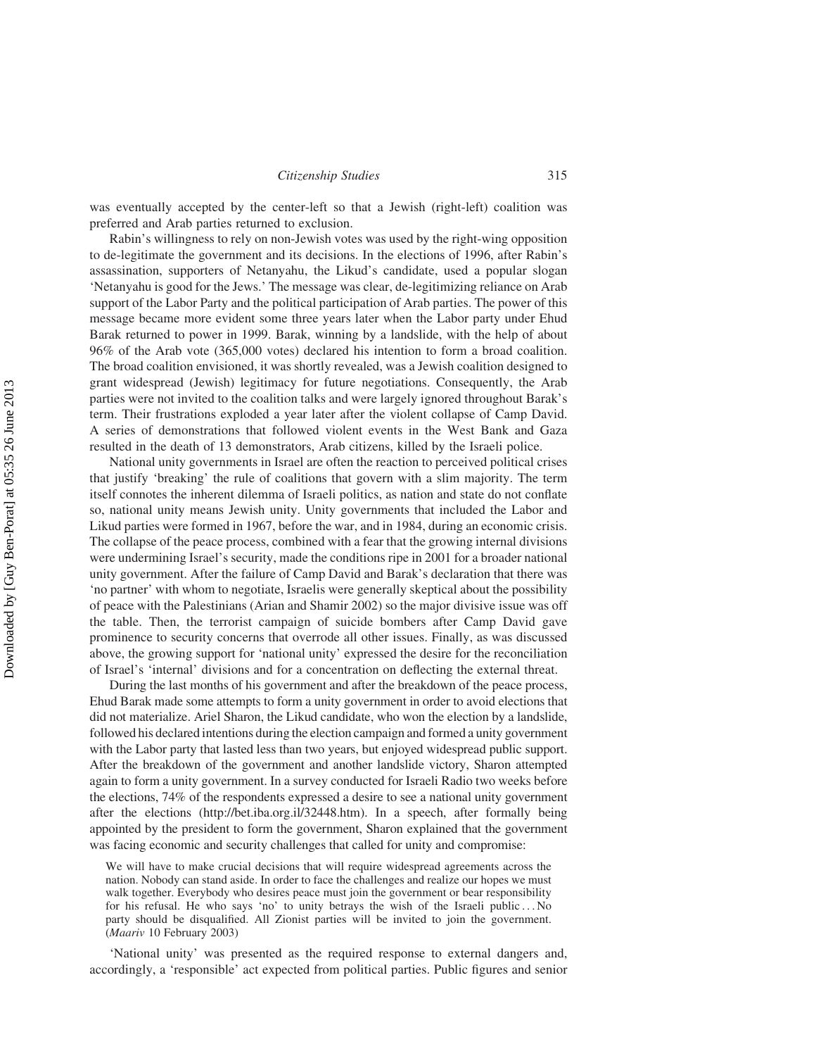was eventually accepted by the center-left so that a Jewish (right-left) coalition was preferred and Arab parties returned to exclusion.

Rabin's willingness to rely on non-Jewish votes was used by the right-wing opposition to de-legitimate the government and its decisions. In the elections of 1996, after Rabin's assassination, supporters of Netanyahu, the Likud's candidate, used a popular slogan 'Netanyahu is good for the Jews.' The message was clear, de-legitimizing reliance on Arab support of the Labor Party and the political participation of Arab parties. The power of this message became more evident some three years later when the Labor party under Ehud Barak returned to power in 1999. Barak, winning by a landslide, with the help of about 96% of the Arab vote (365,000 votes) declared his intention to form a broad coalition. The broad coalition envisioned, it was shortly revealed, was a Jewish coalition designed to grant widespread (Jewish) legitimacy for future negotiations. Consequently, the Arab parties were not invited to the coalition talks and were largely ignored throughout Barak's term. Their frustrations exploded a year later after the violent collapse of Camp David. A series of demonstrations that followed violent events in the West Bank and Gaza resulted in the death of 13 demonstrators, Arab citizens, killed by the Israeli police.

National unity governments in Israel are often the reaction to perceived political crises that justify 'breaking' the rule of coalitions that govern with a slim majority. The term itself connotes the inherent dilemma of Israeli politics, as nation and state do not conflate so, national unity means Jewish unity. Unity governments that included the Labor and Likud parties were formed in 1967, before the war, and in 1984, during an economic crisis. The collapse of the peace process, combined with a fear that the growing internal divisions were undermining Israel's security, made the conditions ripe in 2001 for a broader national unity government. After the failure of Camp David and Barak's declaration that there was 'no partner' with whom to negotiate, Israelis were generally skeptical about the possibility of peace with the Palestinians (Arian and Shamir 2002) so the major divisive issue was off the table. Then, the terrorist campaign of suicide bombers after Camp David gave prominence to security concerns that overrode all other issues. Finally, as was discussed above, the growing support for 'national unity' expressed the desire for the reconciliation of Israel's 'internal' divisions and for a concentration on deflecting the external threat.

During the last months of his government and after the breakdown of the peace process, Ehud Barak made some attempts to form a unity government in order to avoid elections that did not materialize. Ariel Sharon, the Likud candidate, who won the election by a landslide, followed his declared intentions during the election campaign and formed a unity government with the Labor party that lasted less than two years, but enjoyed widespread public support. After the breakdown of the government and another landslide victory, Sharon attempted again to form a unity government. In a survey conducted for Israeli Radio two weeks before the elections, 74% of the respondents expressed a desire to see a national unity government after the elections (http://bet.iba.org.il/32448.htm). In a speech, after formally being appointed by the president to form the government, Sharon explained that the government was facing economic and security challenges that called for unity and compromise:

> We will have to make crucial decisions that will require widespread agreements across the nation. Nobody can stand aside. In order to face the challenges and realize our hopes we must walk together. Everybody who desires peace must join the government or bear responsibility for his refusal. He who says 'no' to unity betrays the wish of the Israeli public ... No party should be disqualified. All Zionist parties will be invited to join the government. (*Maariv* 10 February 2003)

'National unity' was presented as the required response to external dangers and, accordingly, a 'responsible' act expected from political parties. Public figures and senior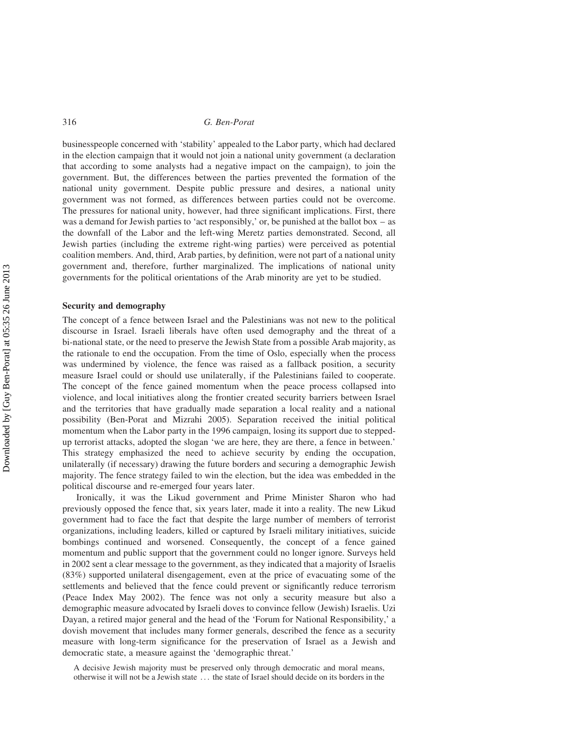businesspeople concerned with 'stability' appealed to the Labor party, which had declared in the election campaign that it would not join a national unity government (a declaration that according to some analysts had a negative impact on the campaign), to join the government. But, the differences between the parties prevented the formation of the national unity government. Despite public pressure and desires, a national unity government was not formed, as differences between parties could not be overcome. The pressures for national unity, however, had three significant implications. First, there was a demand for Jewish parties to 'act responsibly,' or, be punished at the ballot box – as the downfall of the Labor and the left-wing Meretz parties demonstrated. Second, all Jewish parties (including the extreme right-wing parties) were perceived as potential coalition members. And, third, Arab parties, by definition, were not part of a national unity government and, therefore, further marginalized. The implications of national unity governments for the political orientations of the Arab minority are yet to be studied.

### Security and demography

The concept of a fence between Israel and the Palestinians was not new to the political discourse in Israel. Israeli liberals have often used demography and the threat of a bi-national state, or the need to preserve the Jewish State from a possible Arab majority, as the rationale to end the occupation. From the time of Oslo, especially when the process was undermined by violence, the fence was raised as a fallback position, a security measure Israel could or should use unilaterally, if the Palestinians failed to cooperate. The concept of the fence gained momentum when the peace process collapsed into violence, and local initiatives along the frontier created security barriers between Israel and the territories that have gradually made separation a local reality and a national possibility (Ben-Porat and Mizrahi 2005). Separation received the initial political momentum when the Labor party in the 1996 campaign, losing its support due to stepped-up terrorist attacks, adopted the slogan 'we are here, they are there, a fence in between.' This strategy emphasized the need to achieve security by ending the occupation, unilaterally (if necessary) drawing the future borders and securing a demographic Jewish majority. The fence strategy failed to win the election, but the idea was embedded in the political discourse and re-emerged four years later.

Ironically, it was the Likud government and Prime Minister Sharon who had previously opposed the fence that, six years later, made it into a reality. The new Likud government had to face the fact that despite the large number of members of terrorist organizations, including leaders, killed or captured by Israeli military initiatives, suicide bombings continued and worsened. Consequently, the concept of a fence gained momentum and public support that the government could no longer ignore. Surveys held in 2002 sent a clear message to the government, as they indicated that a majority of Israelis (83%) supported unilateral disengagement, even at the price of evacuating some of the settlements and believed that the fence could prevent or significantly reduce terrorism (Peace Index May 2002). The fence was not only a security measure but also a demographic measure advocated by Israeli doves to convince fellow (Jewish) Israelis. Uzi Dayan, a retired major general and the head of the 'Forum for National Responsibility,' a dovish movement that includes many former generals, described the fence as a security measure with long-term significance for the preservation of Israel as a Jewish and democratic state, a measure against the 'demographic threat.'

> A decisive Jewish majority must be preserved only through democratic and moral means, otherwise it will not be a Jewish state ... the state of Israel should decide on its borders in the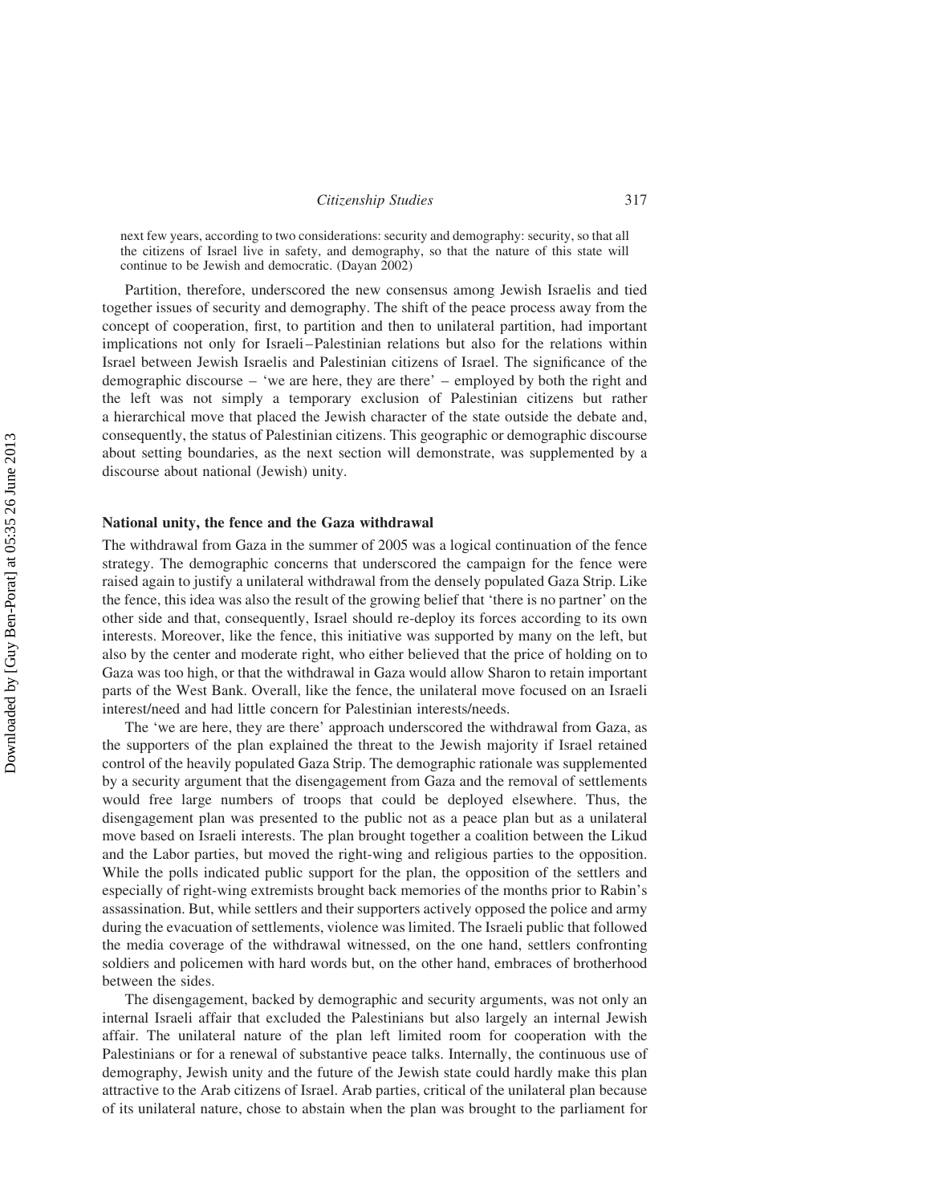next few years, according to two considerations: security and demography: security, so that all the citizens of Israel live in safety, and demography, so that the nature of this state will continue to be Jewish and democratic. (Dayan 2002)

Partition, therefore, underscored the new consensus among Jewish Israelis and tied together issues of security and demography. The shift of the peace process away from the concept of cooperation, first, to partition and then to unilateral partition, had important implications not only for Israeli–Palestinian relations but also for the relations within Israel between Jewish Israelis and Palestinian citizens of Israel. The significance of the demographic discourse – 'we are here, they are there' – employed by both the right and the left was not simply a temporary exclusion of Palestinian citizens but rather a hierarchical move that placed the Jewish character of the state outside the debate and, consequently, the status of Palestinian citizens. This geographic or demographic discourse about setting boundaries, as the next section will demonstrate, was supplemented by a discourse about national (Jewish) unity.

### National unity, the fence and the Gaza withdrawal

The withdrawal from Gaza in the summer of 2005 was a logical continuation of the fence strategy. The demographic concerns that underscored the campaign for the fence were raised again to justify a unilateral withdrawal from the densely populated Gaza Strip. Like the fence, this idea was also the result of the growing belief that 'there is no partner' on the other side and that, consequently, Israel should re-deploy its forces according to its own interests. Moreover, like the fence, this initiative was supported by many on the left, but also by the center and moderate right, who either believed that the price of holding on to Gaza was too high, or that the withdrawal in Gaza would allow Sharon to retain important parts of the West Bank. Overall, like the fence, the unilateral move focused on an Israeli interest/need and had little concern for Palestinian interests/needs.

The 'we are here, they are there' approach underscored the withdrawal from Gaza, as the supporters of the plan explained the threat to the Jewish majority if Israel retained control of the heavily populated Gaza Strip. The demographic rationale was supplemented by a security argument that the disengagement from Gaza and the removal of settlements would free large numbers of troops that could be deployed elsewhere. Thus, the disengagement plan was presented to the public not as a peace plan but as a unilateral move based on Israeli interests. The plan brought together a coalition between the Likud and the Labor parties, but moved the right-wing and religious parties to the opposition. While the polls indicated public support for the plan, the opposition of the settlers and especially of right-wing extremists brought back memories of the months prior to Rabin's assassination. But, while settlers and their supporters actively opposed the police and army during the evacuation of settlements, violence was limited. The Israeli public that followed the media coverage of the withdrawal witnessed, on the one hand, settlers confronting soldiers and policemen with hard words but, on the other hand, embraces of brotherhood between the sides.

The disengagement, backed by demographic and security arguments, was not only an internal Israeli affair that excluded the Palestinians but also largely an internal Jewish affair. The unilateral nature of the plan left limited room for cooperation with the Palestinians or for a renewal of substantive peace talks. Internally, the continuous use of demography, Jewish unity and the future of the Jewish state could hardly make this plan attractive to the Arab citizens of Israel. Arab parties, critical of the unilateral plan because of its unilateral nature, chose to abstain when the plan was brought to the parliament for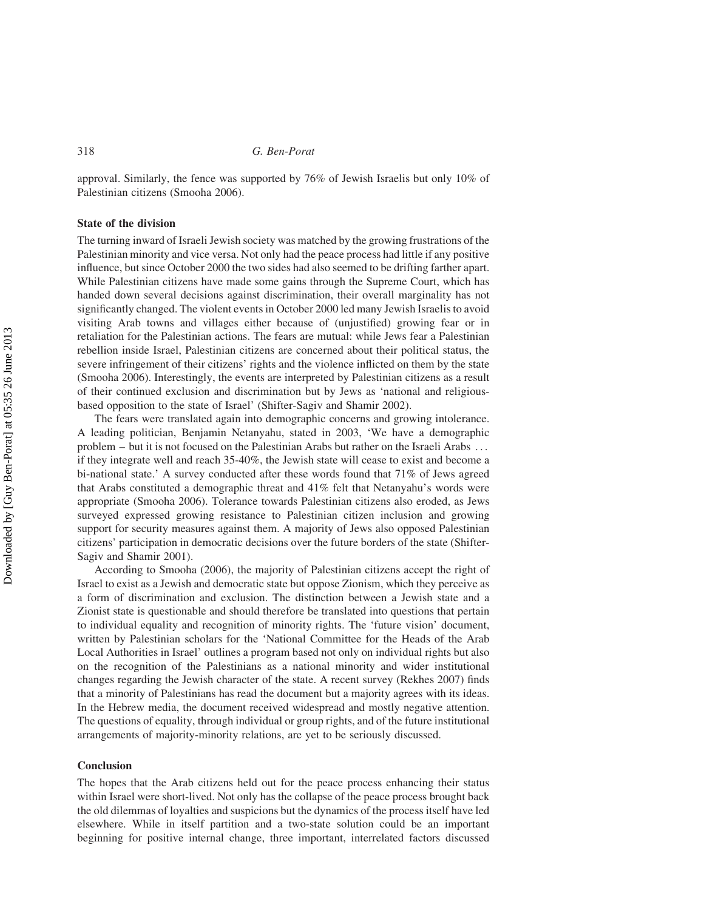approval. Similarly, the fence was supported by 76% of Jewish Israelis but only 10% of Palestinian citizens (Smooha 2006).

**State of the division**

The turning inward of Israeli Jewish society was matched by the growing frustrations of the Palestinian minority and vice versa. Not only had the peace process had little if any positive influence, but since October 2000 the two sides had also seemed to be drifting farther apart. While Palestinian citizens have made some gains through the Supreme Court, which has handed down several decisions against discrimination, their overall marginality has not significantly changed. The violent events in October 2000 led many Jewish Israelis to avoid visiting Arab towns and villages either because of (unjustified) growing fear or in retaliation for the Palestinian actions. The fears are mutual: while Jews fear a Palestinian rebellion inside Israel, Palestinian citizens are concerned about their political status, the severe infringement of their citizens' rights and the violence inflicted on them by the state (Smooha 2006). Interestingly, the events are interpreted by Palestinian citizens as a result of their continued exclusion and discrimination but by Jews as 'national and religious-based opposition to the state of Israel' (Shifter-Sagiv and Shamir 2002).

The fears were translated again into demographic concerns and growing intolerance. A leading politician, Benjamin Netanyahu, stated in 2003, 'We have a demographic problem – but it is not focused on the Palestinian Arabs but rather on the Israeli Arabs ... if they integrate well and reach 35-40%, the Jewish state will cease to exist and become a bi-national state.' A survey conducted after these words found that 71% of Jews agreed that Arabs constituted a demographic threat and 41% felt that Netanyahu's words were appropriate (Smooha 2006). Tolerance towards Palestinian citizens also eroded, as Jews surveyed expressed growing resistance to Palestinian citizen inclusion and growing support for security measures against them. A majority of Jews also opposed Palestinian citizens' participation in democratic decisions over the future borders of the state (Shifter-Sagiv and Shamir 2001).

According to Smooha (2006), the majority of Palestinian citizens accept the right of Israel to exist as a Jewish and democratic state but oppose Zionism, which they perceive as a form of discrimination and exclusion. The distinction between a Jewish state and a Zionist state is questionable and should therefore be translated into questions that pertain to individual equality and recognition of minority rights. The 'future vision' document, written by Palestinian scholars for the 'National Committee for the Heads of the Arab Local Authorities in Israel' outlines a program based not only on individual rights but also on the recognition of the Palestinians as a national minority and wider institutional changes regarding the Jewish character of the state. A recent survey (Rekhes 2007) finds that a minority of Palestinians has read the document but a majority agrees with its ideas. In the Hebrew media, the document received widespread and mostly negative attention. The questions of equality, through individual or group rights, and of the future institutional arrangements of majority-minority relations, are yet to be seriously discussed.

**Conclusion**

The hopes that the Arab citizens held out for the peace process enhancing their status within Israel were short-lived. Not only has the collapse of the peace process brought back the old dilemmas of loyalties and suspicions but the dynamics of the process itself have led elsewhere. While in itself partition and a two-state solution could be an important beginning for positive internal change, three important, interrelated factors discussed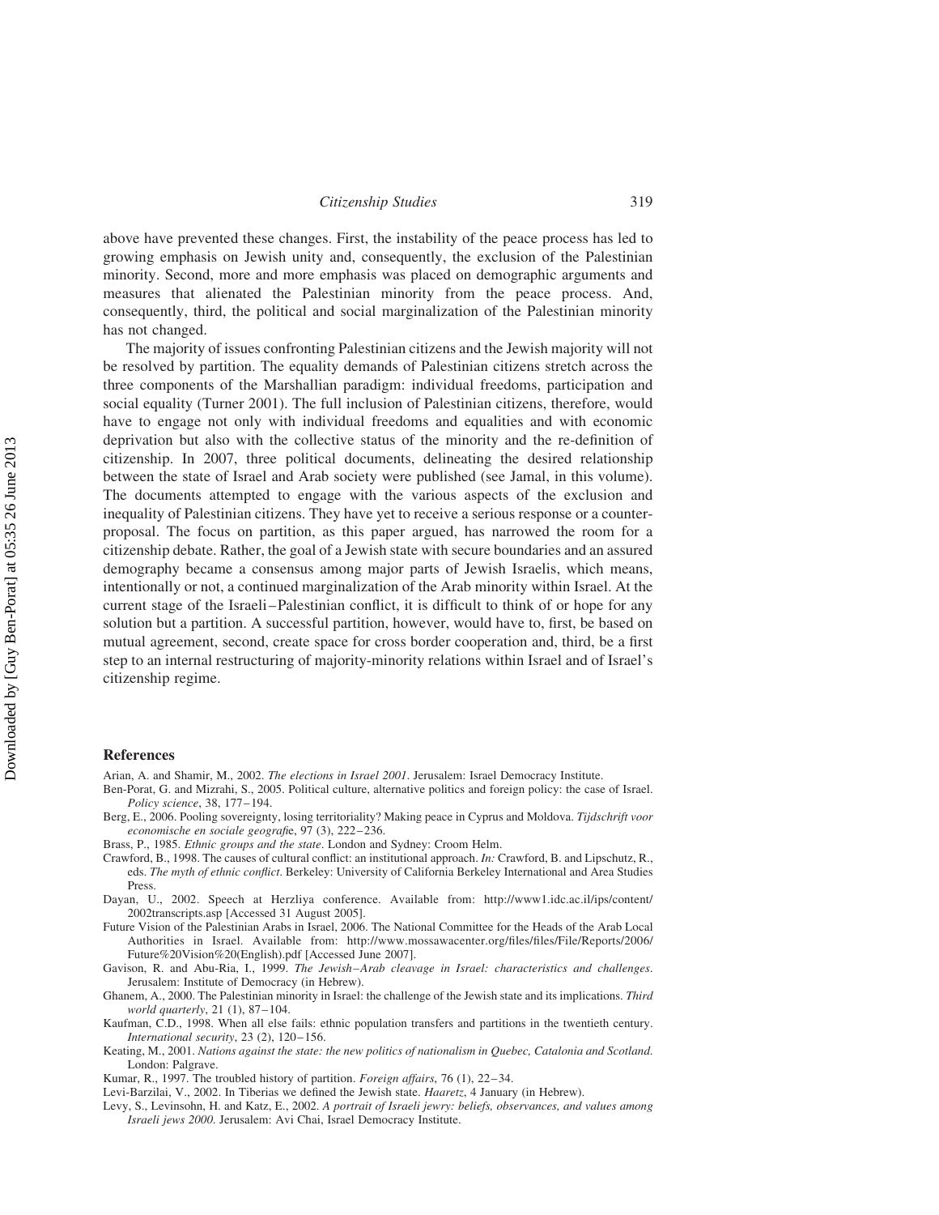above have prevented these changes. First, the instability of the peace process has led to growing emphasis on Jewish unity and, consequently, the exclusion of the Palestinian minority. Second, more and more emphasis was placed on demographic arguments and measures that alienated the Palestinian minority from the peace process. And, consequently, third, the political and social marginalization of the Palestinian minority has not changed.

The majority of issues confronting Palestinian citizens and the Jewish majority will not be resolved by partition. The equality demands of Palestinian citizens stretch across the three components of the Marshallian paradigm: individual freedoms, participation and social equality (Turner 2001). The full inclusion of Palestinian citizens, therefore, would have to engage not only with individual freedoms and equalities and with economic deprivation but also with the collective status of the minority and the re-definition of citizenship. In 2007, three political documents, delineating the desired relationship between the state of Israel and Arab society were published (see Jamal, in this volume). The documents attempted to engage with the various aspects of the exclusion and inequality of Palestinian citizens. They have yet to receive a serious response or a counter-proposal. The focus on partition, as this paper argued, has narrowed the room for a citizenship debate. Rather, the goal of a Jewish state with secure boundaries and an assured demography became a consensus among major parts of Jewish Israelis, which means, intentionally or not, a continued marginalization of the Arab minority within Israel. At the current stage of the Israeli–Palestinian conflict, it is difficult to think of or hope for any solution but a partition. A successful partition, however, would have to, first, be based on mutual agreement, second, create space for cross border cooperation and, third, be a first step to an internal restructuring of majority-minority relations within Israel and of Israel's citizenship regime.

## References

Arian, A. and Shamir, M., 2002. *The elections in Israel 2001*. Jerusalem: Israel Democracy Institute.

Ben-Porat, G. and Mizrahi, S., 2005. Political culture, alternative politics and foreign policy: the case of Israel. *Policy science*, 38, 177–194.

Berg, E., 2006. Pooling sovereignty, losing territoriality? Making peace in Cyprus and Moldova. *Tijdschrift voor economische en sociale geografie*, 97 (3), 222–236.

Brass, P., 1985. *Ethnic groups and the state*. London and Sydney: Croom Helm.

Crawford, B., 1998. The causes of cultural conflict: an institutional approach. *In:* Crawford, B. and Lipschutz, R., eds. *The myth of ethnic conflict*. Berkeley: University of California Berkeley International and Area Studies Press.

Dayan, U., 2002. Speech at Herzliya conference. Available from: http://www1.idc.ac.il/ips/content/2002transcripts.asp [Accessed 31 August 2005].

Future Vision of the Palestinian Arabs in Israel, 2006. The National Committee for the Heads of the Arab Local Authorities in Israel. Available from: http://www.mossawacenter.org/files/files/File/Reports/2006/Future%20Vision%20(English).pdf [Accessed June 2007].

Gavison, R. and Abu-Ria, I., 1999. *The Jewish–Arab cleavage in Israel: characteristics and challenges*. Jerusalem: Institute of Democracy (in Hebrew).

Ghanem, A., 2000. The Palestinian minority in Israel: the challenge of the Jewish state and its implications. *Third world quarterly*, 21 (1), 87–104.

Kaufman, C.D., 1998. When all else fails: ethnic population transfers and partitions in the twentieth century. *International security*, 23 (2), 120–156.

Keating, M., 2001. *Nations against the state: the new politics of nationalism in Quebec, Catalonia and Scotland*. London: Palgrave.

Kumar, R., 1997. The troubled history of partition. *Foreign affairs*, 76 (1), 22–34.

Levi-Barzilai, V., 2002. In Tiberias we defined the Jewish state. *Haaretz*, 4 January (in Hebrew).

Levy, S., Levinsohn, H. and Katz, E., 2002. *A portrait of Israeli jewry: beliefs, observances, and values among Israeli jews 2000*. Jerusalem: Avi Chai, Israel Democracy Institute.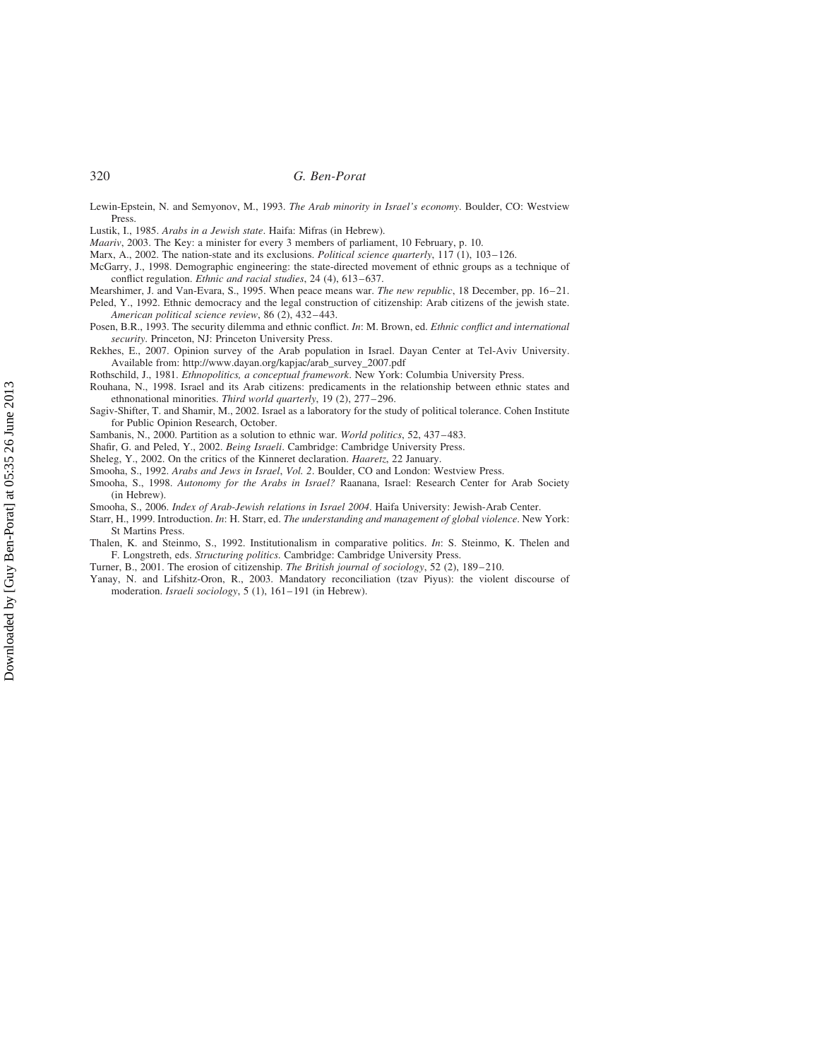Lewin-Epstein, N. and Semyonov, M., 1993. *The Arab minority in Israel's economy*. Boulder, CO: Westview Press.

Lustik, I., 1985. *Arabs in a Jewish state*. Haifa: Mifras (in Hebrew).

*Maariv*, 2003. The Key: a minister for every 3 members of parliament, 10 February, p. 10.

Marx, A., 2002. The nation-state and its exclusions. *Political science quarterly*, 117 (1), 103–126.

McGarry, J., 1998. Demographic engineering: the state-directed movement of ethnic groups as a technique of conflict regulation. *Ethnic and racial studies*, 24 (4), 613–637.

Mearshimer, J. and Van-Evara, S., 1995. When peace means war. *The new republic*, 18 December, pp. 16–21.

Peled, Y., 1992. Ethnic democracy and the legal construction of citizenship: Arab citizens of the jewish state. *American political science review*, 86 (2), 432–443.

Posen, B.R., 1993. The security dilemma and ethnic conflict. *In*: M. Brown, ed. *Ethnic conflict and international security*. Princeton, NJ: Princeton University Press.

Rekhes, E., 2007. Opinion survey of the Arab population in Israel. Dayan Center at Tel-Aviv University. Available from: http://www.dayan.org/kapjac/arab_survey_2007.pdf

Rothschild, J., 1981. *Ethnopolitics, a conceptual framework*. New York: Columbia University Press.

Rouhana, N., 1998. Israel and its Arab citizens: predicaments in the relationship between ethnic states and ethnonational minorities. *Third world quarterly*, 19 (2), 277–296.

Sagiv-Shifter, T. and Shamir, M., 2002. Israel as a laboratory for the study of political tolerance. Cohen Institute for Public Opinion Research, October.

Sambanis, N., 2000. Partition as a solution to ethnic war. *World politics*, 52, 437–483.

Shafir, G. and Peled, Y., 2002. *Being Israeli*. Cambridge: Cambridge University Press.

Sheleg, Y., 2002. On the critics of the Kinneret declaration. *Haaretz*, 22 January.

Smooha, S., 1992. *Arabs and Jews in Israel*, *Vol. 2*. Boulder, CO and London: Westview Press.

Smooha, S., 1998. *Autonomy for the Arabs in Israel?* Raanana, Israel: Research Center for Arab Society (in Hebrew).

Smooha, S., 2006. *Index of Arab-Jewish relations in Israel 2004*. Haifa University: Jewish-Arab Center.

Starr, H., 1999. Introduction. *In*: H. Starr, ed. *The understanding and management of global violence*. New York: St Martins Press.

Thalen, K. and Steinmo, S., 1992. Institutionalism in comparative politics. *In*: S. Steinmo, K. Thelen and F. Longstreth, eds. *Structuring politics*. Cambridge: Cambridge University Press.

Turner, B., 2001. The erosion of citizenship. *The British journal of sociology*, 52 (2), 189–210.

Yanay, N. and Lifshitz-Oron, R., 2003. Mandatory reconciliation (tzav Piyus): the violent discourse of moderation. *Israeli sociology*, 5 (1), 161–191 (in Hebrew).